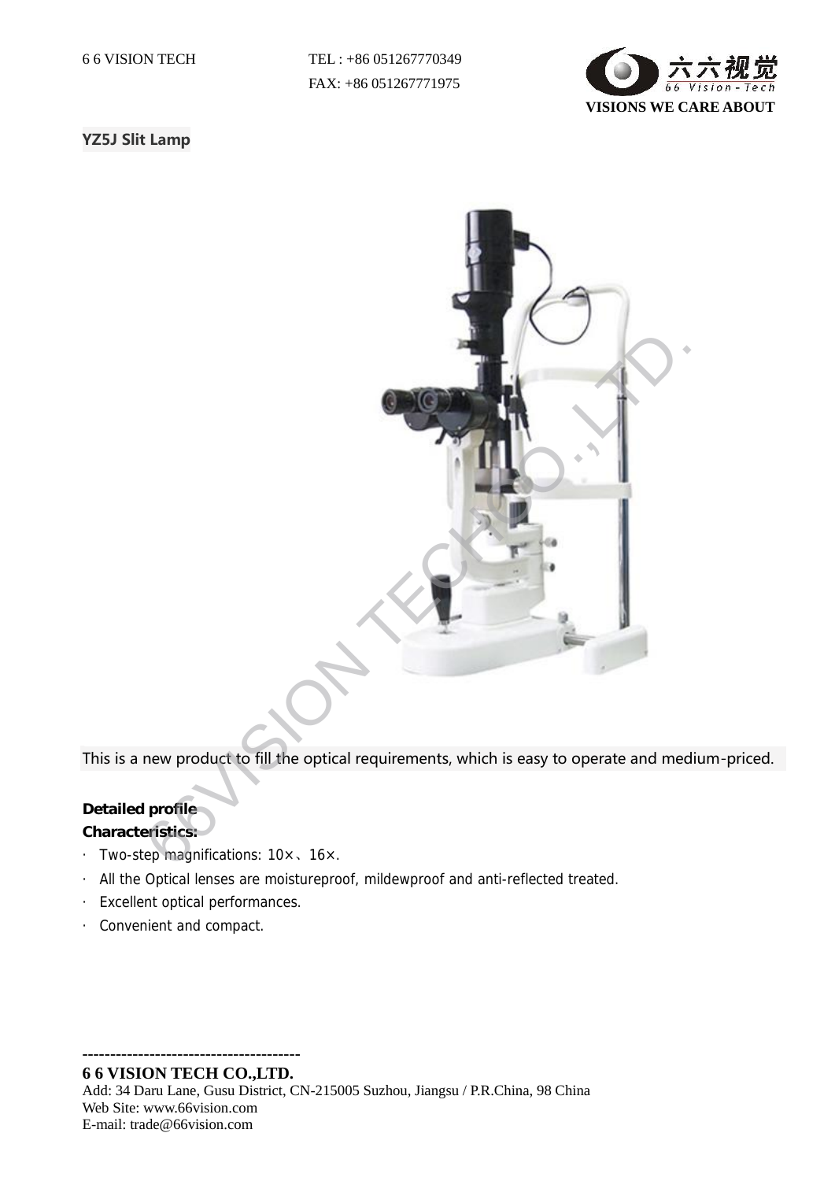6 6 VISION TECH TEL : +86 051267770349
FAX: +86 051267771975

VISIONS WE CARE ABOUT

**YZ5J Slit Lamp**

This is a new product to fill the optical requirements, which is easy to operate and medium-priced.

**Detailed profile**
**Characteristics:**

- Two-step magnifications: 10×、16×.
- All the Optical lenses are moistureproof, mildewproof and anti-reflected treated.
- Excellent optical performances.
- Convenient and compact.

---

**6 6 VISION TECH CO.,LTD.**
Add: 34 Daru Lane, Gusu District, CN-215005 Suzhou, Jiangsu / P.R.China, 98 China
Web Site: www.66vision.com
E-mail: trade@66vision.com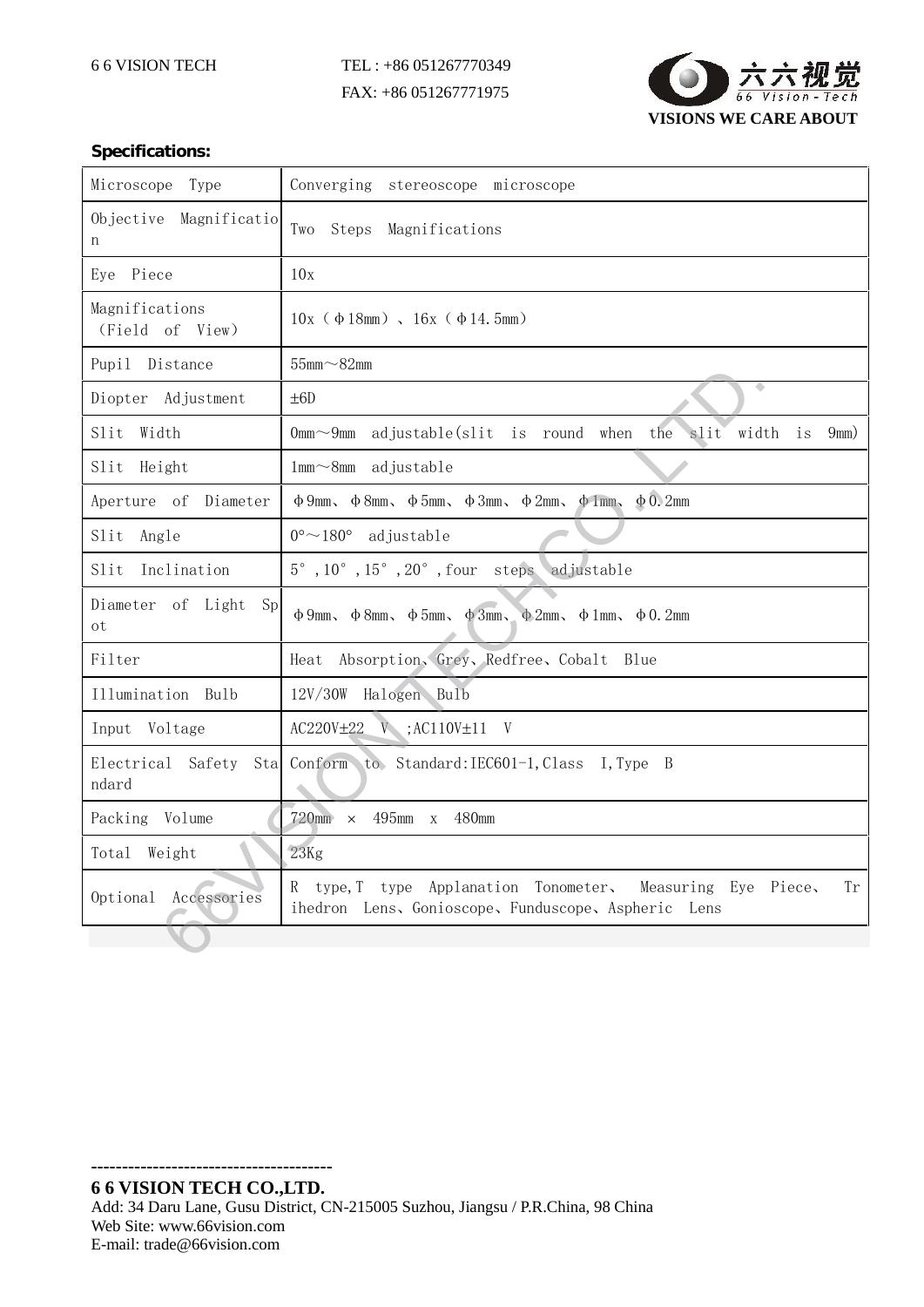**Specifications:**

| | |
|---|---|
| Microscope Type | Converging stereoscope microscope |
| Objective Magnification | Two Steps Magnifications |
| Eye Piece | 10x |
| Magnifications (Field of View) | 10x（φ18mm）、16x（φ14.5mm） |
| Pupil Distance | 55mm～82mm |
| Diopter Adjustment | ±6D |
| Slit Width | 0mm～9mm adjustable(slit is round when the slit width is 9mm) |
| Slit Height | 1mm～8mm adjustable |
| Aperture of Diameter | φ9mm、φ8mm、φ5mm、φ3mm、φ2mm、φ1mm、φ0.2mm |
| Slit Angle | 0°～180° adjustable |
| Slit Inclination | 5°,10°,15°,20°,four steps adjustable |
| Diameter of Light Spot | φ9mm、φ8mm、φ5mm、φ3mm、φ2mm、φ1mm、φ0.2mm |
| Filter | Heat Absorption、Grey、Redfree、Cobalt Blue |
| Illumination Bulb | 12V/30W Halogen Bulb |
| Input Voltage | AC220V±22 V ;AC110V±11 V |
| Electrical Safety Standard | Conform to Standard:IEC601-1,Class I,Type B |
| Packing Volume | 720mm × 495mm x 480mm |
| Total Weight | 23Kg |
| Optional Accessories | R type,T type Applanation Tonometer、 Measuring Eye Piece、 Trihedron Lens、Gonioscope、Funduscope、Aspheric Lens |

---

**6 6 VISION TECH CO.,LTD.**
Add: 34 Daru Lane, Gusu District, CN-215005 Suzhou, Jiangsu / P.R.China, 98 China
Web Site: www.66vision.com
E-mail: trade@66vision.com